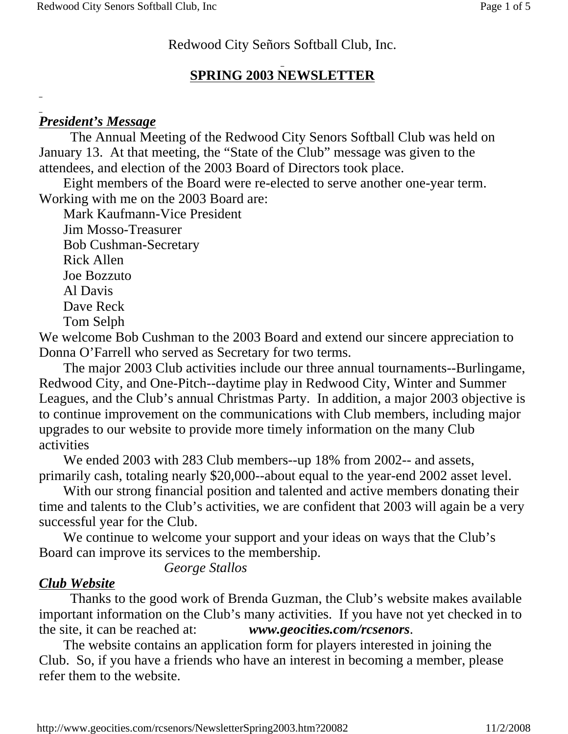Redwood City Señors Softball Club, Inc.

## SPRING 2003 NEWSLETTER

### *President's Message*

The Annual Meeting of the Redwood City Senors Softball Club was held on January 13. At that meeting, the "State of the Club" message was given to the attendees, and election of the 2003 Board of Directors took place.

Eight members of the Board were re-elected to serve another one-year term. Working with me on the 2003 Board are:

Mark Kaufmann-Vice President
Jim Mosso-Treasurer
Bob Cushman-Secretary
Rick Allen
Joe Bozzuto
Al Davis
Dave Reck
Tom Selph

We welcome Bob Cushman to the 2003 Board and extend our sincere appreciation to Donna O'Farrell who served as Secretary for two terms.

The major 2003 Club activities include our three annual tournaments--Burlingame, Redwood City, and One-Pitch--daytime play in Redwood City, Winter and Summer Leagues, and the Club's annual Christmas Party. In addition, a major 2003 objective is to continue improvement on the communications with Club members, including major upgrades to our website to provide more timely information on the many Club activities

We ended 2003 with 283 Club members--up 18% from 2002-- and assets, primarily cash, totaling nearly $20,000--about equal to the year-end 2002 asset level.

With our strong financial position and talented and active members donating their time and talents to the Club's activities, we are confident that 2003 will again be a very successful year for the Club.

We continue to welcome your support and your ideas on ways that the Club's Board can improve its services to the membership.

*George Stallos*

### *Club Website*

Thanks to the good work of Brenda Guzman, the Club's website makes available important information on the Club's many activities. If you have not yet checked in to the site, it can be reached at: ***www.geocities.com/rcsenors***.

The website contains an application form for players interested in joining the Club. So, if you have a friends who have an interest in becoming a member, please refer them to the website.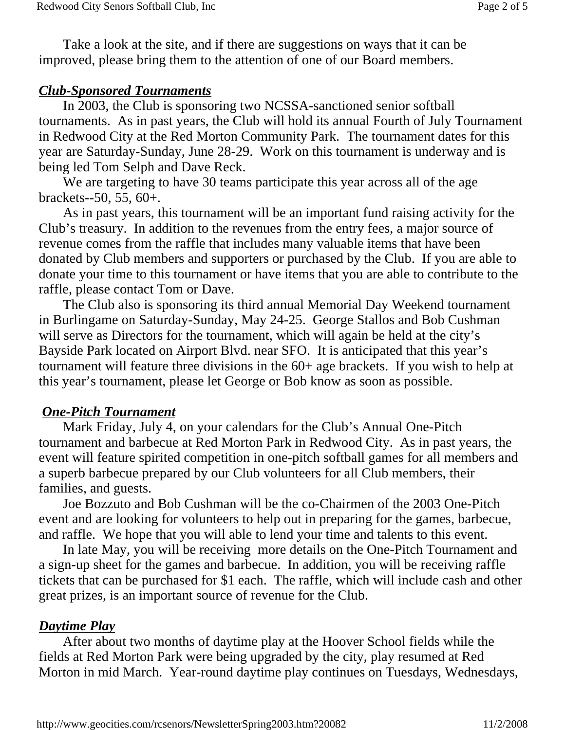Take a look at the site, and if there are suggestions on ways that it can be improved, please bring them to the attention of one of our Board members.

## ***Club-Sponsored Tournaments***

In 2003, the Club is sponsoring two NCSSA-sanctioned senior softball tournaments. As in past years, the Club will hold its annual Fourth of July Tournament in Redwood City at the Red Morton Community Park. The tournament dates for this year are Saturday-Sunday, June 28-29. Work on this tournament is underway and is being led Tom Selph and Dave Reck.

We are targeting to have 30 teams participate this year across all of the age brackets--50, 55, 60+.

As in past years, this tournament will be an important fund raising activity for the Club's treasury. In addition to the revenues from the entry fees, a major source of revenue comes from the raffle that includes many valuable items that have been donated by Club members and supporters or purchased by the Club. If you are able to donate your time to this tournament or have items that you are able to contribute to the raffle, please contact Tom or Dave.

The Club also is sponsoring its third annual Memorial Day Weekend tournament in Burlingame on Saturday-Sunday, May 24-25. George Stallos and Bob Cushman will serve as Directors for the tournament, which will again be held at the city's Bayside Park located on Airport Blvd. near SFO. It is anticipated that this year's tournament will feature three divisions in the 60+ age brackets. If you wish to help at this year's tournament, please let George or Bob know as soon as possible.

## ***One-Pitch Tournament***

Mark Friday, July 4, on your calendars for the Club's Annual One-Pitch tournament and barbecue at Red Morton Park in Redwood City. As in past years, the event will feature spirited competition in one-pitch softball games for all members and a superb barbecue prepared by our Club volunteers for all Club members, their families, and guests.

Joe Bozzuto and Bob Cushman will be the co-Chairmen of the 2003 One-Pitch event and are looking for volunteers to help out in preparing for the games, barbecue, and raffle. We hope that you will able to lend your time and talents to this event.

In late May, you will be receiving more details on the One-Pitch Tournament and a sign-up sheet for the games and barbecue. In addition, you will be receiving raffle tickets that can be purchased for $1 each. The raffle, which will include cash and other great prizes, is an important source of revenue for the Club.

## ***Daytime Play***

After about two months of daytime play at the Hoover School fields while the fields at Red Morton Park were being upgraded by the city, play resumed at Red Morton in mid March. Year-round daytime play continues on Tuesdays, Wednesdays,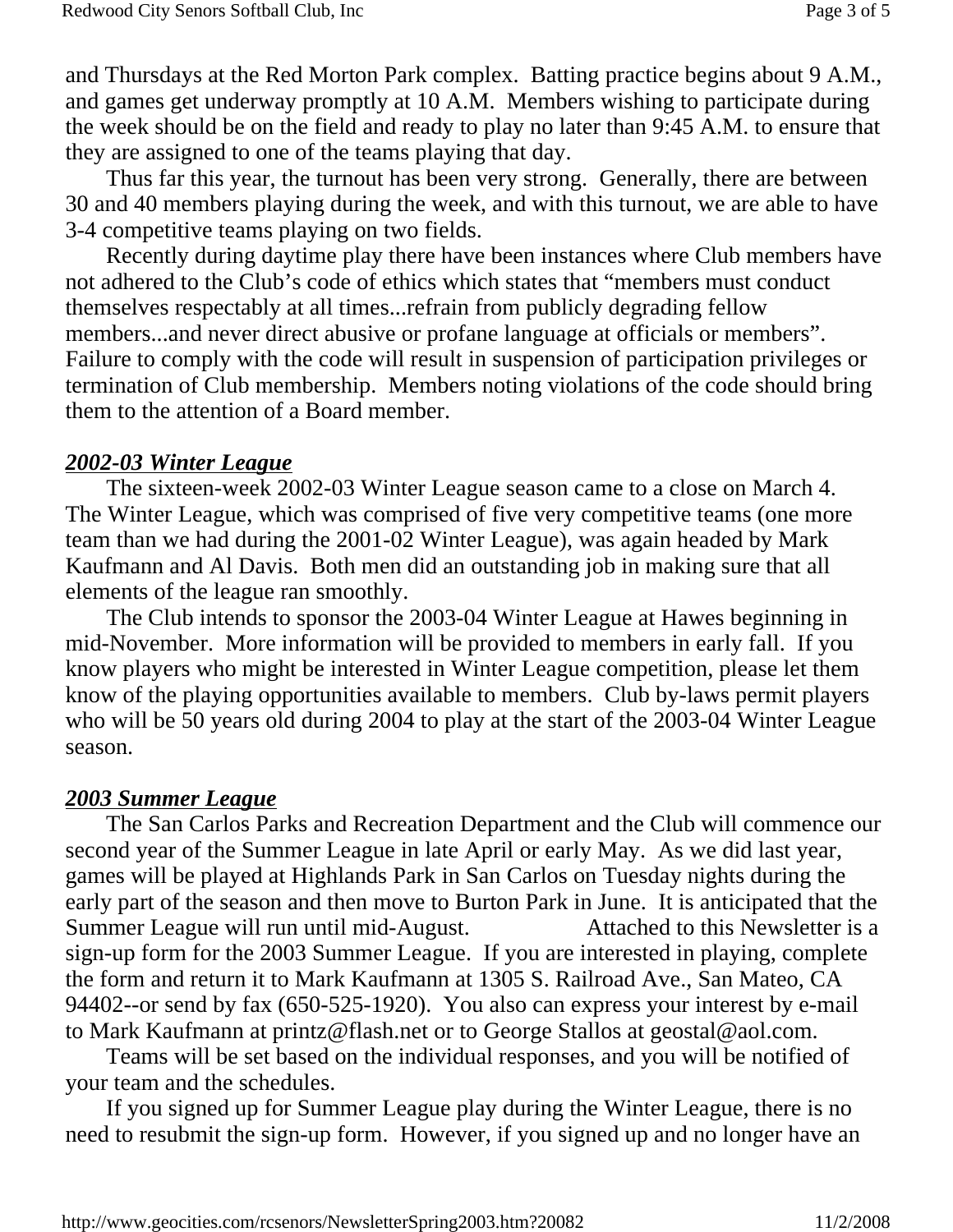and Thursdays at the Red Morton Park complex. Batting practice begins about 9 A.M., and games get underway promptly at 10 A.M. Members wishing to participate during the week should be on the field and ready to play no later than 9:45 A.M. to ensure that they are assigned to one of the teams playing that day.

Thus far this year, the turnout has been very strong. Generally, there are between 30 and 40 members playing during the week, and with this turnout, we are able to have 3-4 competitive teams playing on two fields.

Recently during daytime play there have been instances where Club members have not adhered to the Club's code of ethics which states that "members must conduct themselves respectably at all times...refrain from publicly degrading fellow members...and never direct abusive or profane language at officials or members". Failure to comply with the code will result in suspension of participation privileges or termination of Club membership. Members noting violations of the code should bring them to the attention of a Board member.

***2002-03 Winter League***

The sixteen-week 2002-03 Winter League season came to a close on March 4. The Winter League, which was comprised of five very competitive teams (one more team than we had during the 2001-02 Winter League), was again headed by Mark Kaufmann and Al Davis. Both men did an outstanding job in making sure that all elements of the league ran smoothly.

The Club intends to sponsor the 2003-04 Winter League at Hawes beginning in mid-November. More information will be provided to members in early fall. If you know players who might be interested in Winter League competition, please let them know of the playing opportunities available to members. Club by-laws permit players who will be 50 years old during 2004 to play at the start of the 2003-04 Winter League season.

***2003 Summer League***

The San Carlos Parks and Recreation Department and the Club will commence our second year of the Summer League in late April or early May. As we did last year, games will be played at Highlands Park in San Carlos on Tuesday nights during the early part of the season and then move to Burton Park in June. It is anticipated that the Summer League will run until mid-August. Attached to this Newsletter is a sign-up form for the 2003 Summer League. If you are interested in playing, complete the form and return it to Mark Kaufmann at 1305 S. Railroad Ave., San Mateo, CA 94402--or send by fax (650-525-1920). You also can express your interest by e-mail to Mark Kaufmann at printz@flash.net or to George Stallos at geostal@aol.com.

Teams will be set based on the individual responses, and you will be notified of your team and the schedules.

If you signed up for Summer League play during the Winter League, there is no need to resubmit the sign-up form. However, if you signed up and no longer have an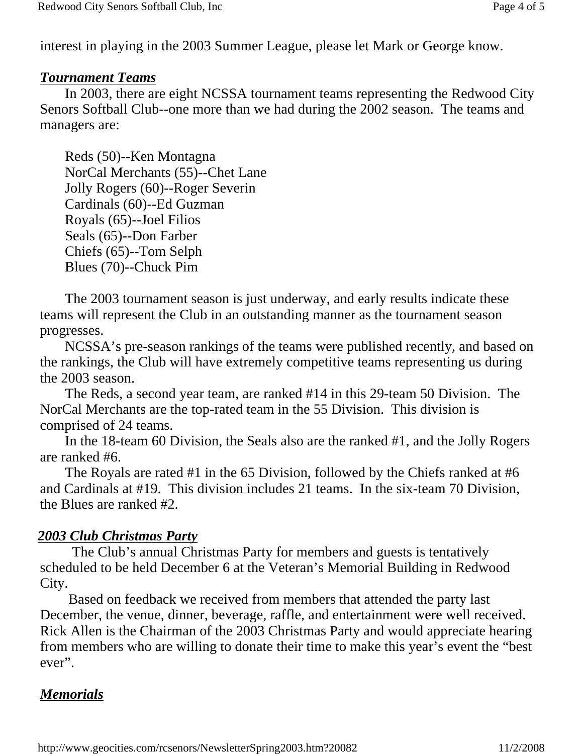interest in playing in the 2003 Summer League, please let Mark or George know.

## *Tournament Teams*

In 2003, there are eight NCSSA tournament teams representing the Redwood City Senors Softball Club--one more than we had during the 2002 season. The teams and managers are:

Reds (50)--Ken Montagna
NorCal Merchants (55)--Chet Lane
Jolly Rogers (60)--Roger Severin
Cardinals (60)--Ed Guzman
Royals (65)--Joel Filios
Seals (65)--Don Farber
Chiefs (65)--Tom Selph
Blues (70)--Chuck Pim

The 2003 tournament season is just underway, and early results indicate these teams will represent the Club in an outstanding manner as the tournament season progresses.

NCSSA's pre-season rankings of the teams were published recently, and based on the rankings, the Club will have extremely competitive teams representing us during the 2003 season.

The Reds, a second year team, are ranked #14 in this 29-team 50 Division. The NorCal Merchants are the top-rated team in the 55 Division. This division is comprised of 24 teams.

In the 18-team 60 Division, the Seals also are the ranked #1, and the Jolly Rogers are ranked #6.

The Royals are rated #1 in the 65 Division, followed by the Chiefs ranked at #6 and Cardinals at #19. This division includes 21 teams. In the six-team 70 Division, the Blues are ranked #2.

## *2003 Club Christmas Party*

The Club's annual Christmas Party for members and guests is tentatively scheduled to be held December 6 at the Veteran's Memorial Building in Redwood City.

Based on feedback we received from members that attended the party last December, the venue, dinner, beverage, raffle, and entertainment were well received. Rick Allen is the Chairman of the 2003 Christmas Party and would appreciate hearing from members who are willing to donate their time to make this year's event the "best ever".

## *Memorials*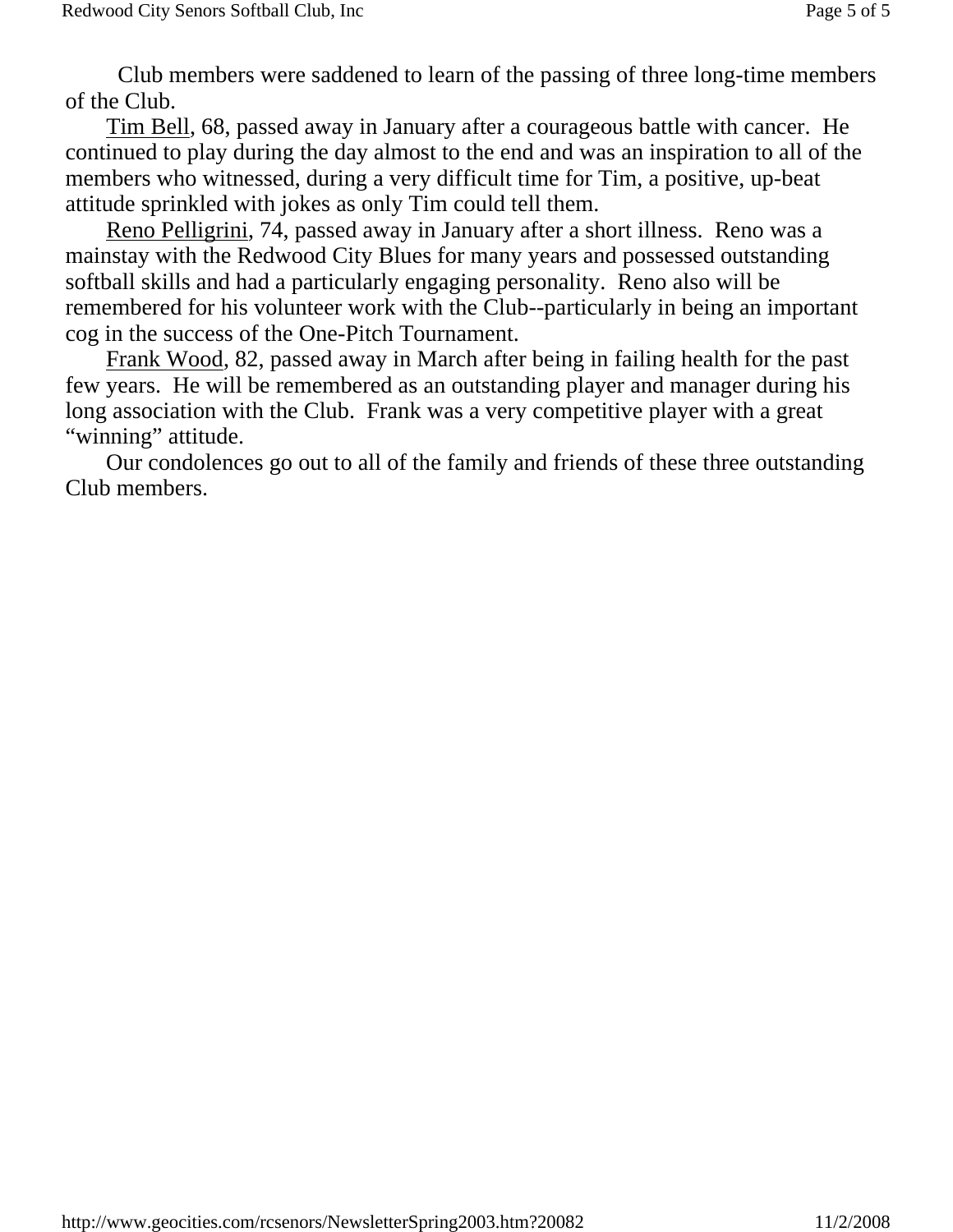Club members were saddened to learn of the passing of three long-time members of the Club.

Tim Bell, 68, passed away in January after a courageous battle with cancer. He continued to play during the day almost to the end and was an inspiration to all of the members who witnessed, during a very difficult time for Tim, a positive, up-beat attitude sprinkled with jokes as only Tim could tell them.

Reno Pelligrini, 74, passed away in January after a short illness. Reno was a mainstay with the Redwood City Blues for many years and possessed outstanding softball skills and had a particularly engaging personality. Reno also will be remembered for his volunteer work with the Club--particularly in being an important cog in the success of the One-Pitch Tournament.

Frank Wood, 82, passed away in March after being in failing health for the past few years. He will be remembered as an outstanding player and manager during his long association with the Club. Frank was a very competitive player with a great "winning" attitude.

Our condolences go out to all of the family and friends of these three outstanding Club members.